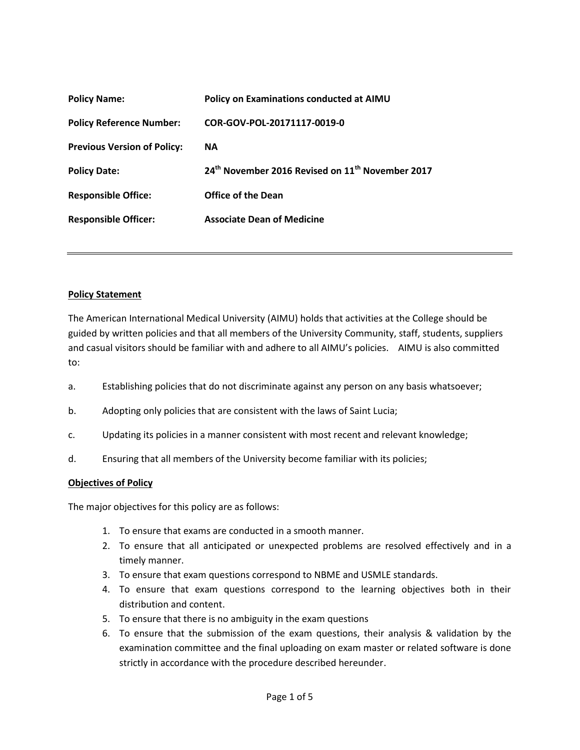| | |
|---|---|
| **Policy Name:** | **Policy on Examinations conducted at AIMU** |
| **Policy Reference Number:** | **COR-GOV-POL-20171117-0019-0** |
| **Previous Version of Policy:** | **NA** |
| **Policy Date:** | **24th November 2016 Revised on 11th November 2017** |
| **Responsible Office:** | **Office of the Dean** |
| **Responsible Officer:** | **Associate Dean of Medicine** |

---

## Policy Statement

The American International Medical University (AIMU) holds that activities at the College should be guided by written policies and that all members of the University Community, staff, students, suppliers and casual visitors should be familiar with and adhere to all AIMU's policies. AIMU is also committed to:

a. Establishing policies that do not discriminate against any person on any basis whatsoever;

b. Adopting only policies that are consistent with the laws of Saint Lucia;

c. Updating its policies in a manner consistent with most recent and relevant knowledge;

d. Ensuring that all members of the University become familiar with its policies;

## Objectives of Policy

The major objectives for this policy are as follows:

1. To ensure that exams are conducted in a smooth manner.
2. To ensure that all anticipated or unexpected problems are resolved effectively and in a timely manner.
3. To ensure that exam questions correspond to NBME and USMLE standards.
4. To ensure that exam questions correspond to the learning objectives both in their distribution and content.
5. To ensure that there is no ambiguity in the exam questions
6. To ensure that the submission of the exam questions, their analysis & validation by the examination committee and the final uploading on exam master or related software is done strictly in accordance with the procedure described hereunder.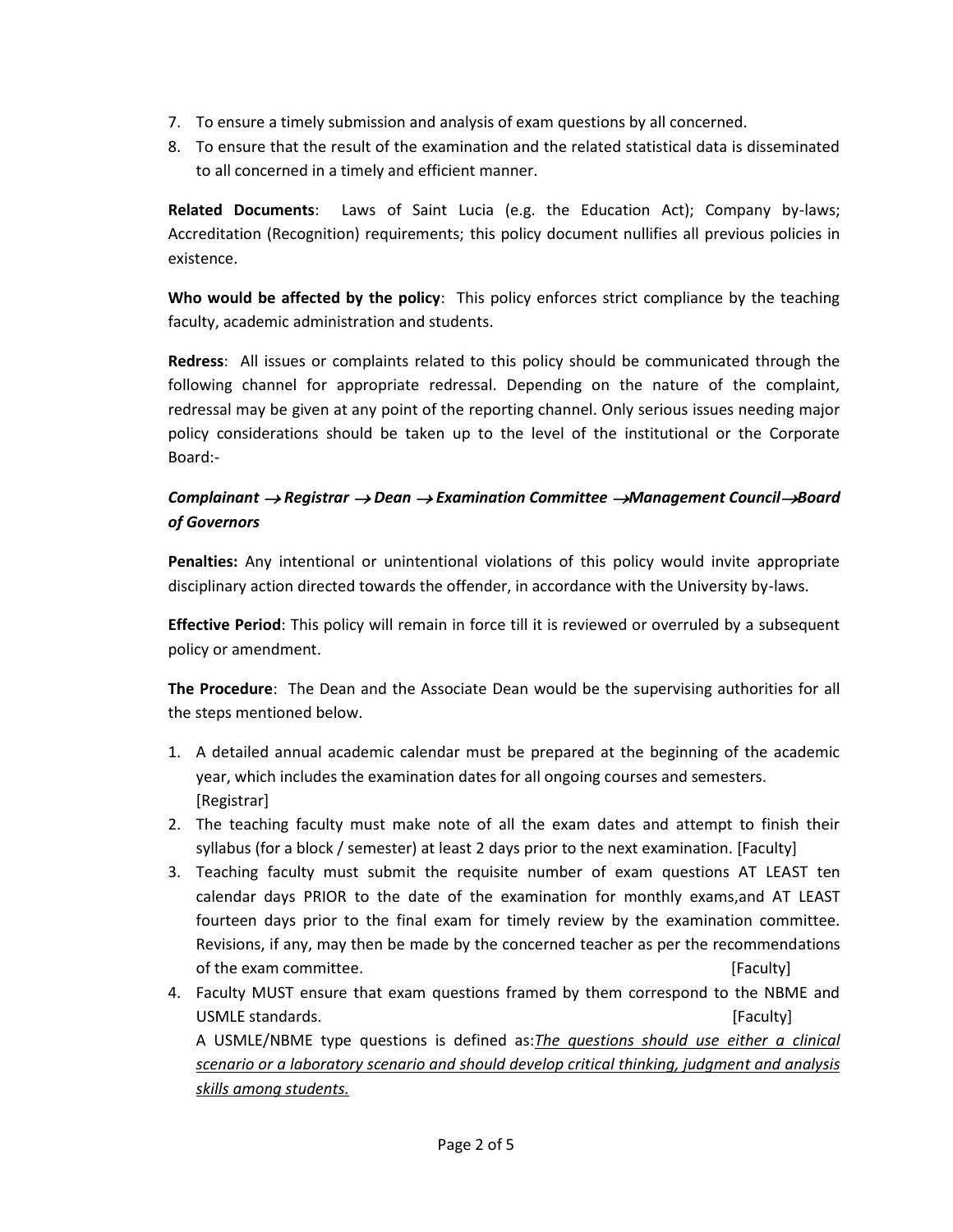7. To ensure a timely submission and analysis of exam questions by all concerned.
8. To ensure that the result of the examination and the related statistical data is disseminated to all concerned in a timely and efficient manner.

**Related Documents**: Laws of Saint Lucia (e.g. the Education Act); Company by-laws; Accreditation (Recognition) requirements; this policy document nullifies all previous policies in existence.

**Who would be affected by the policy**: This policy enforces strict compliance by the teaching faculty, academic administration and students.

**Redress**: All issues or complaints related to this policy should be communicated through the following channel for appropriate redressal. Depending on the nature of the complaint, redressal may be given at any point of the reporting channel. Only serious issues needing major policy considerations should be taken up to the level of the institutional or the Corporate Board:-

***Complainant → Registrar → Dean → Examination Committee → Management Council → Board of Governors***

**Penalties:** Any intentional or unintentional violations of this policy would invite appropriate disciplinary action directed towards the offender, in accordance with the University by-laws.

**Effective Period**: This policy will remain in force till it is reviewed or overruled by a subsequent policy or amendment.

**The Procedure**: The Dean and the Associate Dean would be the supervising authorities for all the steps mentioned below.

1. A detailed annual academic calendar must be prepared at the beginning of the academic year, which includes the examination dates for all ongoing courses and semesters. [Registrar]
2. The teaching faculty must make note of all the exam dates and attempt to finish their syllabus (for a block / semester) at least 2 days prior to the next examination. [Faculty]
3. Teaching faculty must submit the requisite number of exam questions AT LEAST ten calendar days PRIOR to the date of the examination for monthly exams,and AT LEAST fourteen days prior to the final exam for timely review by the examination committee. Revisions, if any, may then be made by the concerned teacher as per the recommendations of the exam committee. [Faculty]
4. Faculty MUST ensure that exam questions framed by them correspond to the NBME and USMLE standards. [Faculty]
   A USMLE/NBME type questions is defined as:*The questions should use either a clinical scenario or a laboratory scenario and should develop critical thinking, judgment and analysis skills among students.*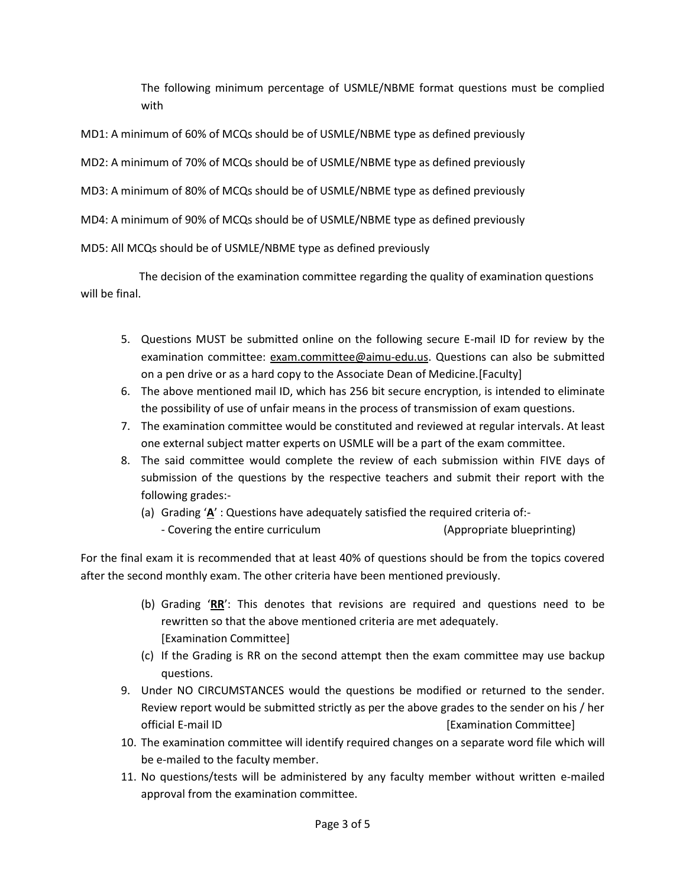The following minimum percentage of USMLE/NBME format questions must be complied with

MD1: A minimum of 60% of MCQs should be of USMLE/NBME type as defined previously

MD2: A minimum of 70% of MCQs should be of USMLE/NBME type as defined previously

MD3: A minimum of 80% of MCQs should be of USMLE/NBME type as defined previously

MD4: A minimum of 90% of MCQs should be of USMLE/NBME type as defined previously

MD5: All MCQs should be of USMLE/NBME type as defined previously

The decision of the examination committee regarding the quality of examination questions will be final.

5. Questions MUST be submitted online on the following secure E-mail ID for review by the examination committee: exam.committee@aimu-edu.us. Questions can also be submitted on a pen drive or as a hard copy to the Associate Dean of Medicine.[Faculty]
6. The above mentioned mail ID, which has 256 bit secure encryption, is intended to eliminate the possibility of use of unfair means in the process of transmission of exam questions.
7. The examination committee would be constituted and reviewed at regular intervals. At least one external subject matter experts on USMLE will be a part of the exam committee.
8. The said committee would complete the review of each submission within FIVE days of submission of the questions by the respective teachers and submit their report with the following grades:-
   (a) Grading '**A**' : Questions have adequately satisfied the required criteria of:-
   - Covering the entire curriculum (Appropriate blueprinting)

For the final exam it is recommended that at least 40% of questions should be from the topics covered after the second monthly exam. The other criteria have been mentioned previously.

   (b) Grading '**RR**': This denotes that revisions are required and questions need to be rewritten so that the above mentioned criteria are met adequately. [Examination Committee]
   (c) If the Grading is RR on the second attempt then the exam committee may use backup questions.
9. Under NO CIRCUMSTANCES would the questions be modified or returned to the sender. Review report would be submitted strictly as per the above grades to the sender on his / her official E-mail ID [Examination Committee]
10. The examination committee will identify required changes on a separate word file which will be e-mailed to the faculty member.
11. No questions/tests will be administered by any faculty member without written e-mailed approval from the examination committee.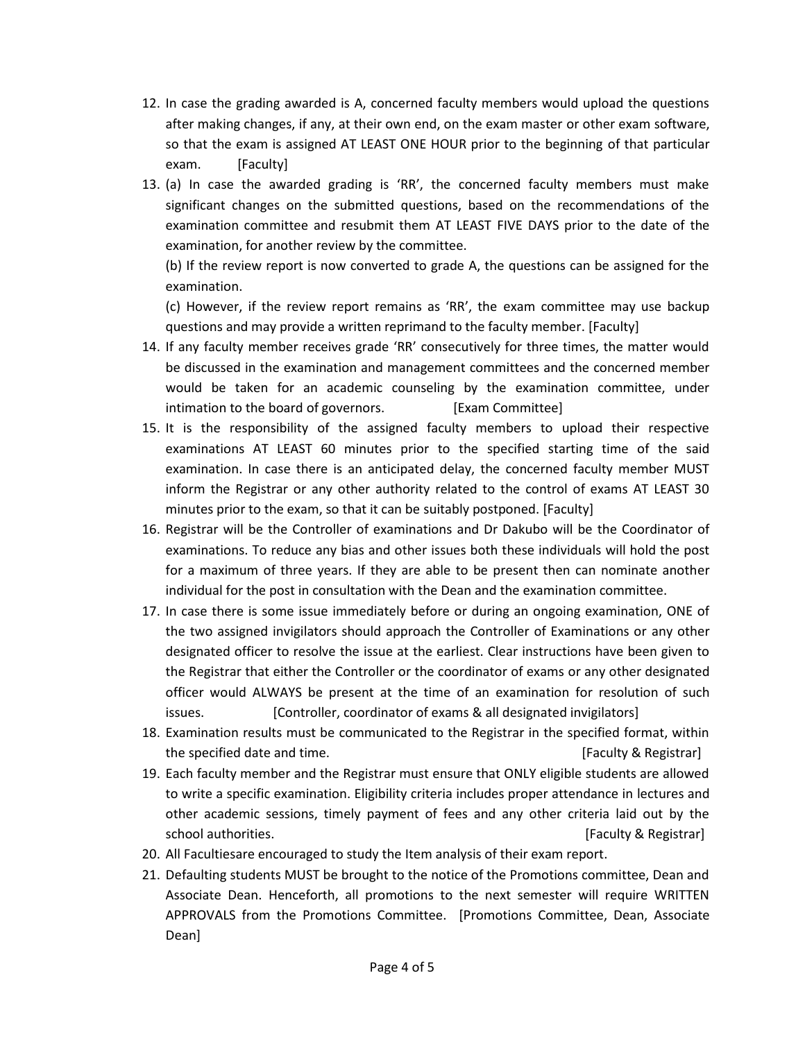12. In case the grading awarded is A, concerned faculty members would upload the questions after making changes, if any, at their own end, on the exam master or other exam software, so that the exam is assigned AT LEAST ONE HOUR prior to the beginning of that particular exam. [Faculty]
13. (a) In case the awarded grading is 'RR', the concerned faculty members must make significant changes on the submitted questions, based on the recommendations of the examination committee and resubmit them AT LEAST FIVE DAYS prior to the date of the examination, for another review by the committee.

    (b) If the review report is now converted to grade A, the questions can be assigned for the examination.

    (c) However, if the review report remains as 'RR', the exam committee may use backup questions and may provide a written reprimand to the faculty member. [Faculty]
14. If any faculty member receives grade 'RR' consecutively for three times, the matter would be discussed in the examination and management committees and the concerned member would be taken for an academic counseling by the examination committee, under intimation to the board of governors. [Exam Committee]
15. It is the responsibility of the assigned faculty members to upload their respective examinations AT LEAST 60 minutes prior to the specified starting time of the said examination. In case there is an anticipated delay, the concerned faculty member MUST inform the Registrar or any other authority related to the control of exams AT LEAST 30 minutes prior to the exam, so that it can be suitably postponed. [Faculty]
16. Registrar will be the Controller of examinations and Dr Dakubo will be the Coordinator of examinations. To reduce any bias and other issues both these individuals will hold the post for a maximum of three years. If they are able to be present then can nominate another individual for the post in consultation with the Dean and the examination committee.
17. In case there is some issue immediately before or during an ongoing examination, ONE of the two assigned invigilators should approach the Controller of Examinations or any other designated officer to resolve the issue at the earliest. Clear instructions have been given to the Registrar that either the Controller or the coordinator of exams or any other designated officer would ALWAYS be present at the time of an examination for resolution of such issues. [Controller, coordinator of exams & all designated invigilators]
18. Examination results must be communicated to the Registrar in the specified format, within the specified date and time. [Faculty & Registrar]
19. Each faculty member and the Registrar must ensure that ONLY eligible students are allowed to write a specific examination. Eligibility criteria includes proper attendance in lectures and other academic sessions, timely payment of fees and any other criteria laid out by the school authorities. [Faculty & Registrar]
20. All Facultiesare are encouraged to study the Item analysis of their exam report.
21. Defaulting students MUST be brought to the notice of the Promotions committee, Dean and Associate Dean. Henceforth, all promotions to the next semester will require WRITTEN APPROVALS from the Promotions Committee. [Promotions Committee, Dean, Associate Dean]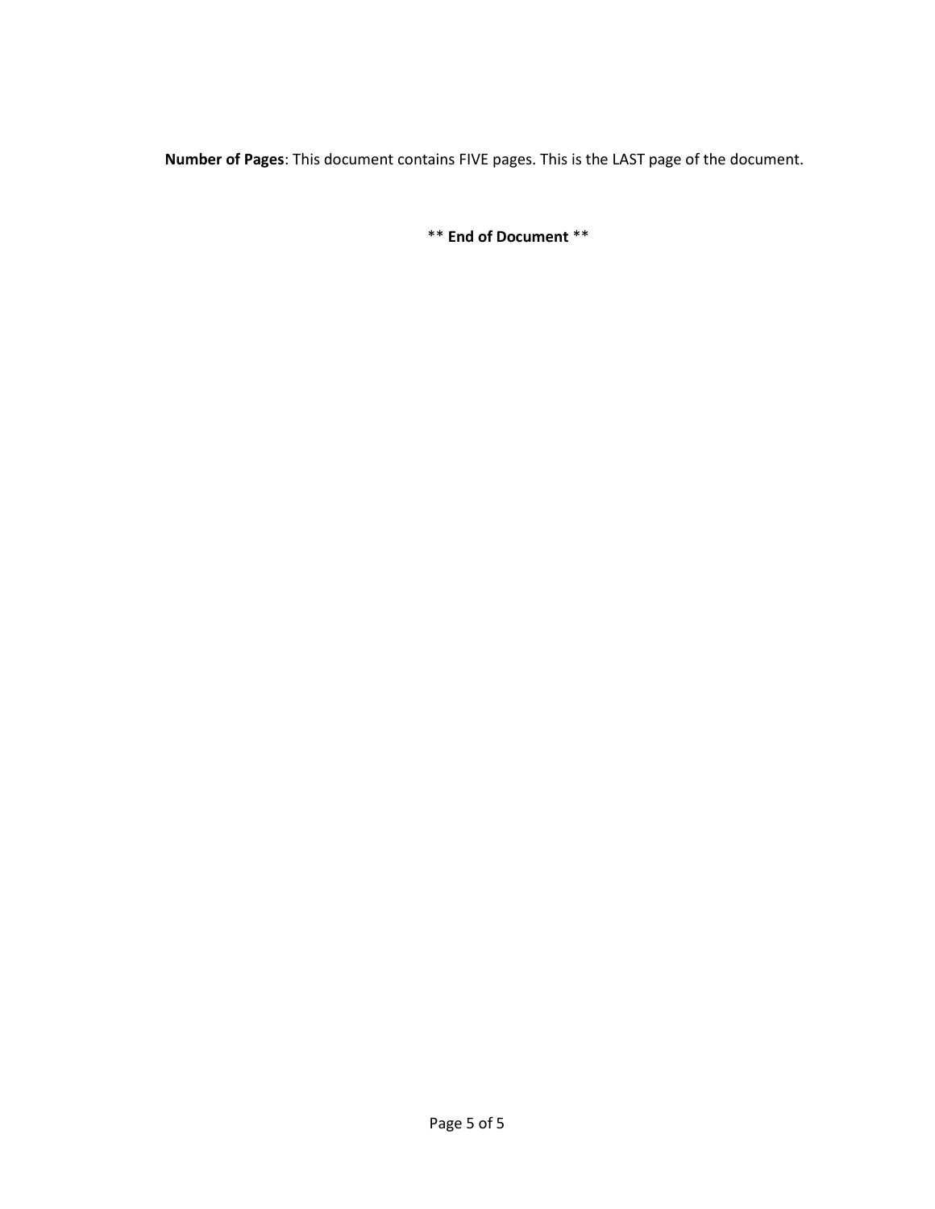**Number of Pages**: This document contains FIVE pages. This is the LAST page of the document.

** **End of Document** **